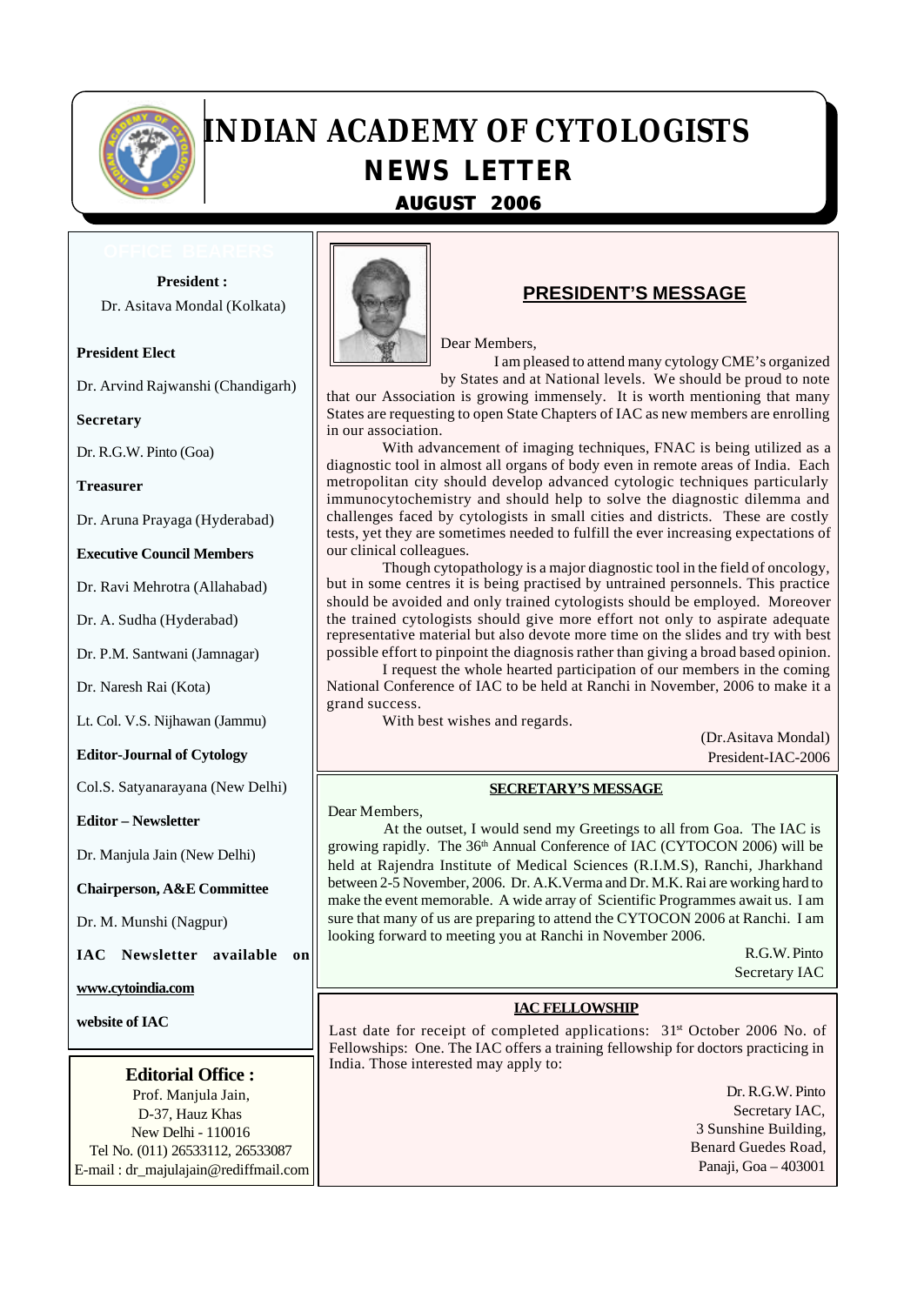# INDIAN ACADEMY OF CYTOLOGISTS

## NEWS LETTER

### AUGUST 2006

**OFFICE BEARERS**

**President :**
Dr. Asitava Mondal (Kolkata)

**President Elect**

Dr. Arvind Rajwanshi (Chandigarh)

**Secretary**

Dr. R.G.W. Pinto (Goa)

**Treasurer**

Dr. Aruna Prayaga (Hyderabad)

**Executive Council Members**

Dr. Ravi Mehrotra (Allahabad)

Dr. A. Sudha (Hyderabad)

Dr. P.M. Santwani (Jamnagar)

Dr. Naresh Rai (Kota)

Lt. Col. V.S. Nijhawan (Jammu)

**Editor-Journal of Cytology**

Col.S. Satyanarayana (New Delhi)

**Editor – Newsletter**

Dr. Manjula Jain (New Delhi)

**Chairperson, A&E Committee**

Dr. M. Munshi (Nagpur)

**IAC Newsletter available on**

**www.cytoindia.com**

**website of IAC**

**Editorial Office :**
Prof. Manjula Jain,
D-37, Hauz Khas
New Delhi - 110016
Tel No. (011) 26533112, 26533087
E-mail : dr_majulajain@rediffmail.com

## PRESIDENT'S MESSAGE

Dear Members,

I am pleased to attend many cytology CME's organized by States and at National levels. We should be proud to note that our Association is growing immensely. It is worth mentioning that many States are requesting to open State Chapters of IAC as new members are enrolling in our association.

With advancement of imaging techniques, FNAC is being utilized as a diagnostic tool in almost all organs of body even in remote areas of India. Each metropolitan city should develop advanced cytologic techniques particularly immunocytochemistry and should help to solve the diagnostic dilemma and challenges faced by cytologists in small cities and districts. These are costly tests, yet they are sometimes needed to fulfill the ever increasing expectations of our clinical colleagues.

Though cytopathology is a major diagnostic tool in the field of oncology, but in some centres it is being practised by untrained personnels. This practice should be avoided and only trained cytologists should be employed. Moreover the trained cytologists should give more effort not only to aspirate adequate representative material but also devote more time on the slides and try with best possible effort to pinpoint the diagnosis rather than giving a broad based opinion.

I request the whole hearted participation of our members in the coming National Conference of IAC to be held at Ranchi in November, 2006 to make it a grand success.

With best wishes and regards.

(Dr.Asitava Mondal)
President-IAC-2006

## SECRETARY'S MESSAGE

Dear Members,

At the outset, I would send my Greetings to all from Goa. The IAC is growing rapidly. The 36th Annual Conference of IAC (CYTOCON 2006) will be held at Rajendra Institute of Medical Sciences (R.I.M.S), Ranchi, Jharkhand between 2-5 November, 2006. Dr. A.K.Verma and Dr. M.K. Rai are working hard to make the event memorable. A wide array of Scientific Programmes await us. I am sure that many of us are preparing to attend the CYTOCON 2006 at Ranchi. I am looking forward to meeting you at Ranchi in November 2006.

R.G.W. Pinto
Secretary IAC

## IAC FELLOWSHIP

Last date for receipt of completed applications: 31st October 2006 No. of Fellowships: One. The IAC offers a training fellowship for doctors practicing in India. Those interested may apply to:

Dr. R.G.W. Pinto
Secretary IAC,
3 Sunshine Building,
Benard Guedes Road,
Panaji, Goa – 403001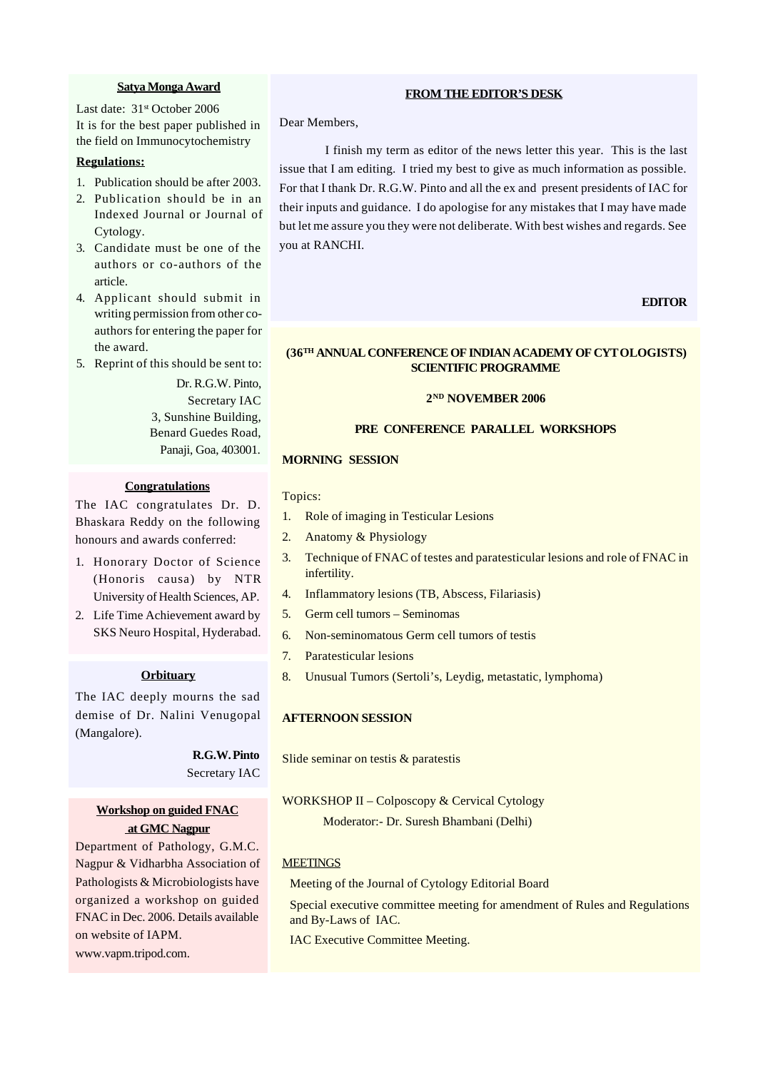## Satya Monga Award

Last date: 31st October 2006

It is for the best paper published in the field on Immunocytochemistry

**Regulations:**

1. Publication should be after 2003.
2. Publication should be in an Indexed Journal or Journal of Cytology.
3. Candidate must be one of the authors or co-authors of the article.
4. Applicant should submit in writing permission from other co-authors for entering the paper for the award.
5. Reprint of this should be sent to:

Dr. R.G.W. Pinto,
Secretary IAC
3, Sunshine Building,
Benard Guedes Road,
Panaji, Goa, 403001.

## Congratulations

The IAC congratulates Dr. D. Bhaskara Reddy on the following honours and awards conferred:

1. Honorary Doctor of Science (Honoris causa) by NTR University of Health Sciences, AP.
2. Life Time Achievement award by SKS Neuro Hospital, Hyderabad.

## Orbituary

The IAC deeply mourns the sad demise of Dr. Nalini Venugopal (Mangalore).

**R.G.W. Pinto**
Secretary IAC

## Workshop on guided FNAC at GMC Nagpur

Department of Pathology, G.M.C. Nagpur & Vidharbha Association of Pathologists & Microbiologists have organized a workshop on guided FNAC in Dec. 2006. Details available on website of IAPM. www.vapm.tripod.com.

## FROM THE EDITOR'S DESK

Dear Members,

I finish my term as editor of the news letter this year. This is the last issue that I am editing. I tried my best to give as much information as possible. For that I thank Dr. R.G.W. Pinto and all the ex and present presidents of IAC for their inputs and guidance. I do apologise for any mistakes that I may have made but let me assure you they were not deliberate. With best wishes and regards. See you at RANCHI.

**EDITOR**

## (36TH ANNUAL CONFERENCE OF INDIAN ACADEMY OF CYTOLOGISTS) SCIENTIFIC PROGRAMME

**2ND NOVEMBER 2006**

**PRE CONFERENCE PARALLEL WORKSHOPS**

**MORNING SESSION**

Topics:

1. Role of imaging in Testicular Lesions
2. Anatomy & Physiology
3. Technique of FNAC of testes and paratesticular lesions and role of FNAC in infertility.
4. Inflammatory lesions (TB, Abscess, Filariasis)
5. Germ cell tumors – Seminomas
6. Non-seminomatous Germ cell tumors of testis
7. Paratesticular lesions
8. Unusual Tumors (Sertoli's, Leydig, metastatic, lymphoma)

**AFTERNOON SESSION**

Slide seminar on testis & paratestis

WORKSHOP II – Colposcopy & Cervical Cytology

Moderator:- Dr. Suresh Bhambani (Delhi)

MEETINGS

Meeting of the Journal of Cytology Editorial Board

Special executive committee meeting for amendment of Rules and Regulations and By-Laws of IAC.

IAC Executive Committee Meeting.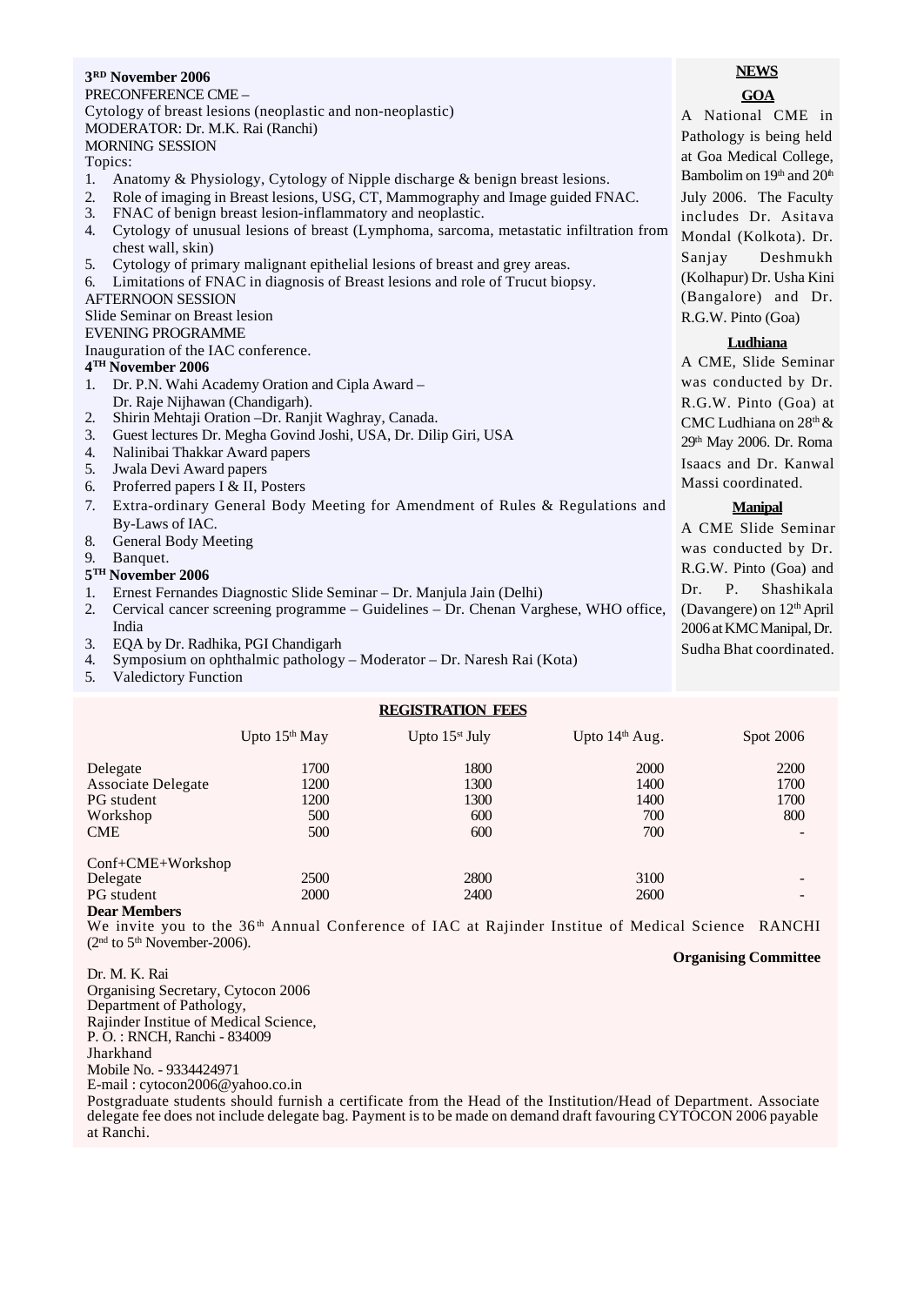**3RD November 2006**

PRECONFERENCE CME –

Cytology of breast lesions (neoplastic and non-neoplastic)

MODERATOR: Dr. M.K. Rai (Ranchi)

MORNING SESSION

Topics:

1. Anatomy & Physiology, Cytology of Nipple discharge & benign breast lesions.
2. Role of imaging in Breast lesions, USG, CT, Mammography and Image guided FNAC.
3. FNAC of benign breast lesion-inflammatory and neoplastic.
4. Cytology of unusual lesions of breast (Lymphoma, sarcoma, metastatic infiltration from chest wall, skin)
5. Cytology of primary malignant epithelial lesions of breast and grey areas.
6. Limitations of FNAC in diagnosis of Breast lesions and role of Trucut biopsy.

AFTERNOON SESSION

Slide Seminar on Breast lesion

EVENING PROGRAMME

Inauguration of the IAC conference.

**4TH November 2006**

1. Dr. P.N. Wahi Academy Oration and Cipla Award – Dr. Raje Nijhawan (Chandigarh).
2. Shirin Mehtaji Oration –Dr. Ranjit Waghray, Canada.
3. Guest lectures Dr. Megha Govind Joshi, USA, Dr. Dilip Giri, USA
4. Nalinibai Thakkar Award papers
5. Jwala Devi Award papers
6. Proferred papers I & II, Posters
7. Extra-ordinary General Body Meeting for Amendment of Rules & Regulations and By-Laws of IAC.
8. General Body Meeting
9. Banquet.

**5TH November 2006**

1. Ernest Fernandes Diagnostic Slide Seminar – Dr. Manjula Jain (Delhi)
2. Cervical cancer screening programme – Guidelines – Dr. Chenan Varghese, WHO office, India
3. EQA by Dr. Radhika, PGI Chandigarh
4. Symposium on ophthalmic pathology – Moderator – Dr. Naresh Rai (Kota)
5. Valedictory Function

**NEWS**

**GOA**

A National CME in Pathology is being held at Goa Medical College, Bambolim on 19th and 20th July 2006. The Faculty includes Dr. Asitava Mondal (Kolkota). Dr. Sanjay Deshmukh (Kolhapur) Dr. Usha Kini (Bangalore) and Dr. R.G.W. Pinto (Goa)

**Ludhiana**

A CME, Slide Seminar was conducted by Dr. R.G.W. Pinto (Goa) at CMC Ludhiana on 28th & 29th May 2006. Dr. Roma Isaacs and Dr. Kanwal Massi coordinated.

**Manipal**

A CME Slide Seminar was conducted by Dr. R.G.W. Pinto (Goa) and Dr. P. Shashikala (Davangere) on 12th April 2006 at KMC Manipal, Dr. Sudha Bhat coordinated.

**REGISTRATION FEES**

| | Upto 15th May | Upto 15st July | Upto 14th Aug. | Spot 2006 |
|---|---|---|---|---|
| Delegate | 1700 | 1800 | 2000 | 2200 |
| Associate Delegate | 1200 | 1300 | 1400 | 1700 |
| PG student | 1200 | 1300 | 1400 | 1700 |
| Workshop | 500 | 600 | 700 | 800 |
| CME | 500 | 600 | 700 | - |
| Conf+CME+Workshop | | | | |
| Delegate | 2500 | 2800 | 3100 | - |
| PG student | 2000 | 2400 | 2600 | - |

**Dear Members**

We invite you to the 36th Annual Conference of IAC at Rajinder Institue of Medical Science RANCHI (2nd to 5th November-2006).

**Organising Committee**

Dr. M. K. Rai
Organising Secretary, Cytocon 2006
Department of Pathology,
Rajinder Institue of Medical Science,
P. O. : RNCH, Ranchi - 834009
Jharkhand
Mobile No. - 9334424971
E-mail : cytocon2006@yahoo.co.in

Postgraduate students should furnish a certificate from the Head of the Institution/Head of Department. Associate delegate fee does not include delegate bag. Payment is to be made on demand draft favouring CYTOCON 2006 payable at Ranchi.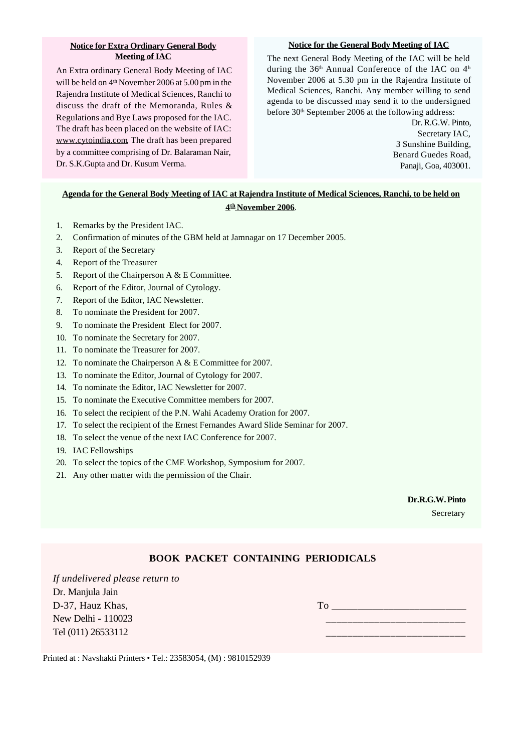**Notice for Extra Ordinary General Body Meeting of IAC**

An Extra ordinary General Body Meeting of IAC will be held on 4th November 2006 at 5.00 pm in the Rajendra Institute of Medical Sciences, Ranchi to discuss the draft of the Memoranda, Rules & Regulations and Bye Laws proposed for the IAC. The draft has been placed on the website of IAC: www.cytoindia.com. The draft has been prepared by a committee comprising of Dr. Balaraman Nair, Dr. S.K.Gupta and Dr. Kusum Verma.

**Notice for the General Body Meeting of IAC**

The next General Body Meeting of the IAC will be held during the 36th Annual Conference of the IAC on 4th November 2006 at 5.30 pm in the Rajendra Institute of Medical Sciences, Ranchi. Any member willing to send agenda to be discussed may send it to the undersigned before 30th September 2006 at the following address:

Dr. R.G.W. Pinto,
Secretary IAC,
3 Sunshine Building,
Benard Guedes Road,
Panaji, Goa, 403001.

**Agenda for the General Body Meeting of IAC at Rajendra Institute of Medical Sciences, Ranchi, to be held on 4th November 2006.**

1. Remarks by the President IAC.
2. Confirmation of minutes of the GBM held at Jamnagar on 17 December 2005.
3. Report of the Secretary
4. Report of the Treasurer
5. Report of the Chairperson A & E Committee.
6. Report of the Editor, Journal of Cytology.
7. Report of the Editor, IAC Newsletter.
8. To nominate the President for 2007.
9. To nominate the President Elect for 2007.
10. To nominate the Secretary for 2007.
11. To nominate the Treasurer for 2007.
12. To nominate the Chairperson A & E Committee for 2007.
13. To nominate the Editor, Journal of Cytology for 2007.
14. To nominate the Editor, IAC Newsletter for 2007.
15. To nominate the Executive Committee members for 2007.
16. To select the recipient of the P.N. Wahi Academy Oration for 2007.
17. To select the recipient of the Ernest Fernandes Award Slide Seminar for 2007.
18. To select the venue of the next IAC Conference for 2007.
19. IAC Fellowships
20. To select the topics of the CME Workshop, Symposium for 2007.
21. Any other matter with the permission of the Chair.

**Dr.R.G.W. Pinto**
Secretary

**BOOK PACKET CONTAINING PERIODICALS**

*If undelivered please return to*
Dr. Manjula Jain
D-37, Hauz Khas,
New Delhi - 110023
Tel (011) 26533112

To ___________________________
___________________________
___________________________

Printed at : Navshakti Printers • Tel.: 23583054, (M) : 9810152939